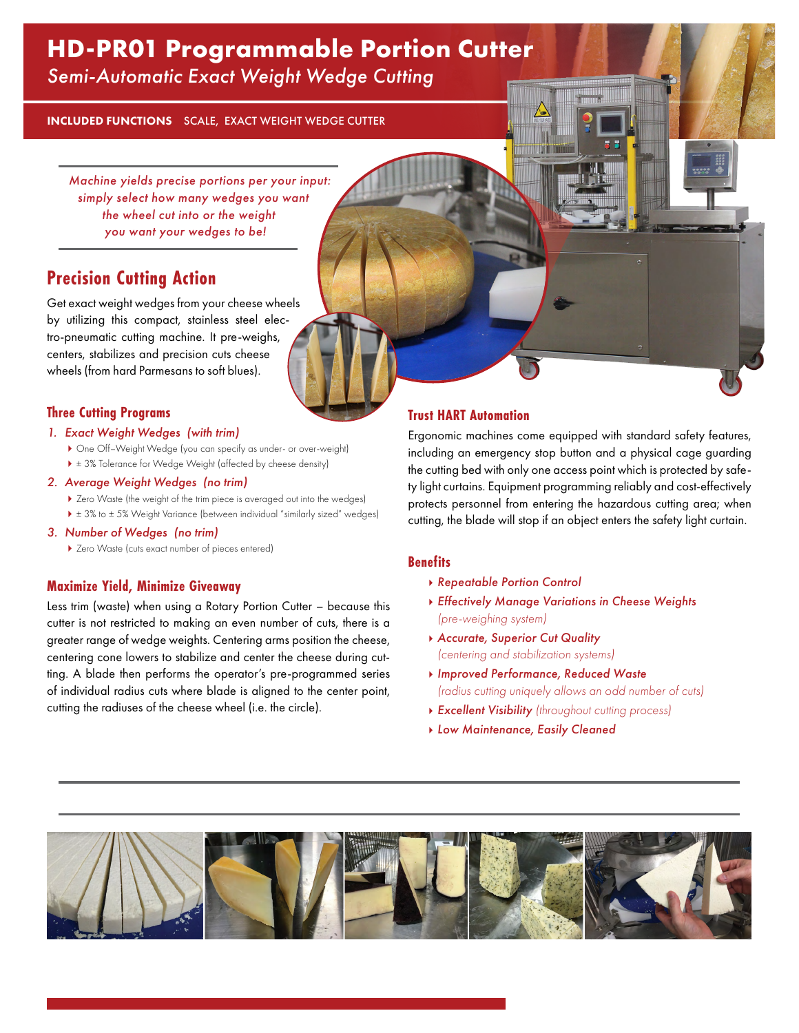# HD-PR01 Programmable Portion Cutter

*Semi-Automatic Exact Weight Wedge Cutting*

**INCLUDED FUNCTIONS** SCALE, EXACT WEIGHT WEDGE CUTTER

*Machine yields precise portions per your input: simply select how many wedges you want the wheel cut into or the weight you want your wedges to be!*

## Precision Cutting Action

Get exact weight wedges from your cheese wheels by utilizing this compact, stainless steel electro-pneumatic cutting machine. It pre-weighs, centers, stabilizes and precision cuts cheese wheels (from hard Parmesans to soft blues).

### Three Cutting Programs

1. *Exact Weight Wedges (with trim)*
   - One Off–Weight Wedge (you can specify as under- or over-weight)
   - ± 3% Tolerance for Wedge Weight (affected by cheese density)
2. *Average Weight Wedges (no trim)*
   - Zero Waste (the weight of the trim piece is averaged out into the wedges)
   - ± 3% to ± 5% Weight Variance (between individual "similarly sized" wedges)
3. *Number of Wedges (no trim)*
   - Zero Waste (cuts exact number of pieces entered)

### Maximize Yield, Minimize Giveaway

Less trim (waste) when using a Rotary Portion Cutter – because this cutter is not restricted to making an even number of cuts, there is a greater range of wedge weights. Centering arms position the cheese, centering cone lowers to stabilize and center the cheese during cutting. A blade then performs the operator's pre-programmed series of individual radius cuts where blade is aligned to the center point, cutting the radiuses of the cheese wheel (i.e. the circle).

### Trust HART Automation

Ergonomic machines come equipped with standard safety features, including an emergency stop button and a physical cage guarding the cutting bed with only one access point which is protected by safety light curtains. Equipment programming reliably and cost-effectively protects personnel from entering the hazardous cutting area; when cutting, the blade will stop if an object enters the safety light curtain.

### Benefits

- *Repeatable Portion Control*
- *Effectively Manage Variations in Cheese Weights* (pre-weighing system)
- *Accurate, Superior Cut Quality* (centering and stabilization systems)
- *Improved Performance, Reduced Waste* (radius cutting uniquely allows an odd number of cuts)
- *Excellent Visibility* (throughout cutting process)
- *Low Maintenance, Easily Cleaned*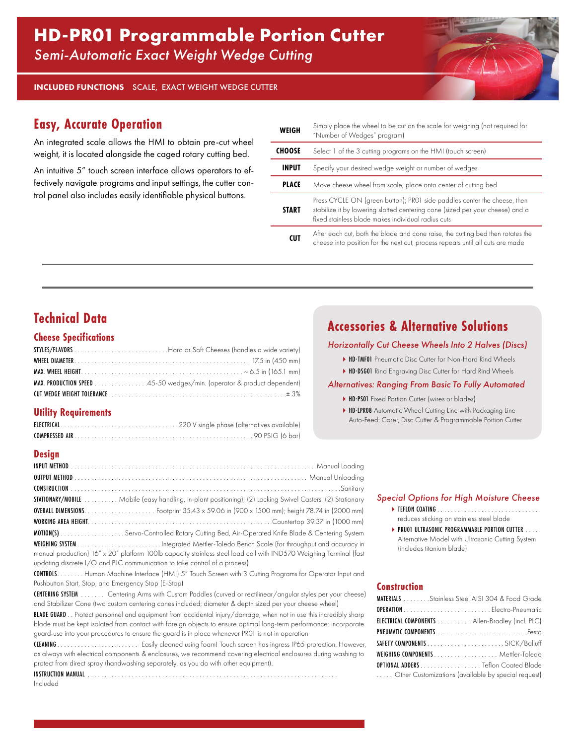# HD-PR01 Programmable Portion Cutter

*Semi-Automatic Exact Weight Wedge Cutting*

**INCLUDED FUNCTIONS** SCALE, EXACT WEIGHT WEDGE CUTTER

## Easy, Accurate Operation

An integrated scale allows the HMI to obtain pre-cut wheel weight, it is located alongside the caged rotary cutting bed.

An intuitive 5" touch screen interface allows operators to effectively navigate programs and input settings, the cutter control panel also includes easily identifiable physical buttons.

| | |
|---|---|
| **WEIGH** | Simply place the wheel to be cut on the scale for weighing (not required for "Number of Wedges" program) |
| **CHOOSE** | Select 1 of the 3 cutting programs on the HMI (touch screen) |
| **INPUT** | Specify your desired wedge weight or number of wedges |
| **PLACE** | Move cheese wheel from scale, place onto center of cutting bed |
| **START** | Press CYCLE ON (green button); PR01 side paddles center the cheese, then stabilize it by lowering slotted centering cone (sized per your cheese) and a fixed stainless blade makes individual radius cuts |
| **CUT** | After each cut, both the blade and cone raise, the cutting bed then rotates the cheese into position for the next cut; process repeats until all cuts are made |

## Technical Data

### Cheese Specifications

- **STYLES/FLAVORS** ... Hard or Soft Cheeses (handles a wide variety)
- **WHEEL DIAMETER** ... 17.5 in (450 mm)
- **MAX. WHEEL HEIGHT** ... ~ 6.5 in (165.1 mm)
- **MAX. PRODUCTION SPEED** ... 45-50 wedges/min. (operator & product dependent)
- **CUT WEDGE WEIGHT TOLERANCE** ... ± 3%

### Utility Requirements

- **ELECTRICAL** ... 220 V single phase (alternatives available)
- **COMPRESSED AIR** ... 90 PSIG (6 bar)

### Design

- **INPUT METHOD** ... Manual Loading
- **OUTPUT METHOD** ... Manual Unloading
- **CONSTRUCTION** ... Sanitary
- **STATIONARY/MOBILE** ... Mobile (easy handling, in-plant positioning); (2) Locking Swivel Casters, (2) Stationary
- **OVERALL DIMENSIONS** ... Footprint 35.43 x 59.06 in (900 x 1500 mm); height 78.74 in (2000 mm)
- **WORKING AREA HEIGHT** ... Countertop 39.37 in (1000 mm)
- **MOTION(S)** ... Servo-Controlled Rotary Cutting Bed, Air-Operated Knife Blade & Centering System
- **WEIGHING SYSTEM** ... Integrated Mettler-Toledo Bench Scale (for throughput and accuracy in manual production) 16" x 20" platform 100lb capacity stainless steel load cell with IND570 Weighing Terminal (fast updating discrete I/O and PLC communication to take control of a process)
- **CONTROLS** ... Human Machine Interface (HMI) 5" Touch Screen with 3 Cutting Programs for Operator Input and Pushbutton Start, Stop, and Emergency Stop (E-Stop)
- **CENTERING SYSTEM** ... Centering Arms with Custom Paddles (curved or rectilinear/angular styles per your cheese) and Stabilizer Cone (two custom centering cones included; diameter & depth sized per your cheese wheel)
- **BLADE GUARD** .. Protect personnel and equipment from accidental injury/damage, when not in use this incredibly sharp blade must be kept isolated from contact with foreign objects to ensure optimal long-term performance; incorporate guard-use into your procedures to ensure the guard is in place whenever PR01 is not in operation
- **CLEANING** ... Easily cleaned using foam! Touch screen has ingress IP65 protection. However, as always with electrical components & enclosures, we recommend covering electrical enclosures during washing to protect from direct spray (handwashing separately, as you do with other equipment).
- **INSTRUCTION MANUAL** ... Included

## Accessories & Alternative Solutions

*Horizontally Cut Cheese Wheels Into 2 Halves (Discs)*

- **HD-TMF01** Pneumatic Disc Cutter for Non-Hard Rind Wheels
- **HD-DSG01** Rind Engraving Disc Cutter for Hard Rind Wheels

*Alternatives: Ranging From Basic To Fully Automated*

- **HD-PS01** Fixed Portion Cutter (wires or blades)
- **HD-LPR08** Automatic Wheel Cutting Line with Packaging Line Auto-Feed: Corer, Disc Cutter & Programmable Portion Cutter

*Special Options for High Moisture Cheese*

- **TEFLON COATING** ... reduces sticking on stainless steel blade
- **PRU01 ULTRASONIC PROGRAMMABLE PORTION CUTTER** ... Alternative Model with Ultrasonic Cutting System (includes titanium blade)

### Construction

- **MATERIALS** ... Stainless Steel AISI 304 & Food Grade
- **OPERATION** ... Electro-Pneumatic
- **ELECTRICAL COMPONENTS** ... Allen-Bradley (incl. PLC)
- **PNEUMATIC COMPONENTS** ... Festo
- **SAFETY COMPONENTS** ... SICK/Balluff
- **WEIGHING COMPONENTS** ... Mettler-Toledo
- **OPTIONAL ADDERS** ... Teflon Coated Blade ... Other Customizations (available by special request)